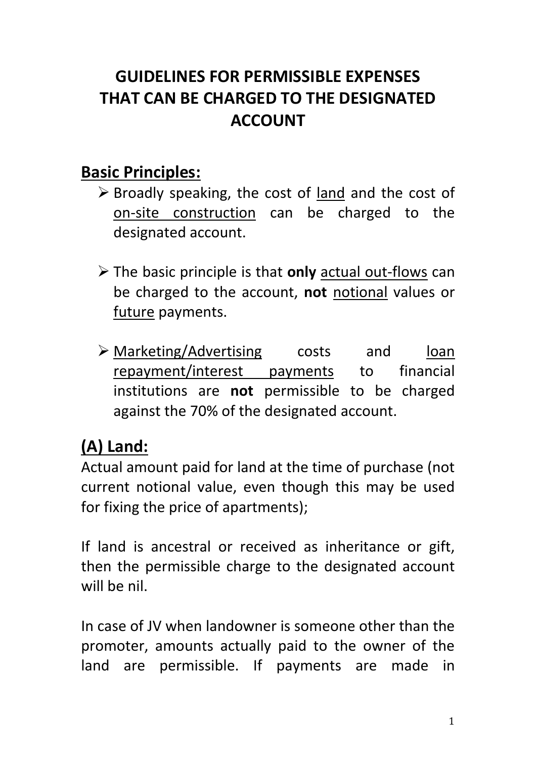# GUIDELINES FOR PERMISSIBLE EXPENSES THAT CAN BE CHARGED TO THE DESIGNATED ACCOUNT

## Basic Principles:

- Broadly speaking, the cost of land and the cost of on-site construction can be charged to the designated account.

- The basic principle is that **only** actual out-flows can be charged to the account, **not** notional values or future payments.

- Marketing/Advertising costs and loan repayment/interest payments to financial institutions are **not** permissible to be charged against the 70% of the designated account.

## (A) Land:

Actual amount paid for land at the time of purchase (not current notional value, even though this may be used for fixing the price of apartments);

If land is ancestral or received as inheritance or gift, then the permissible charge to the designated account will be nil.

In case of JV when landowner is someone other than the promoter, amounts actually paid to the owner of the land are permissible. If payments are made in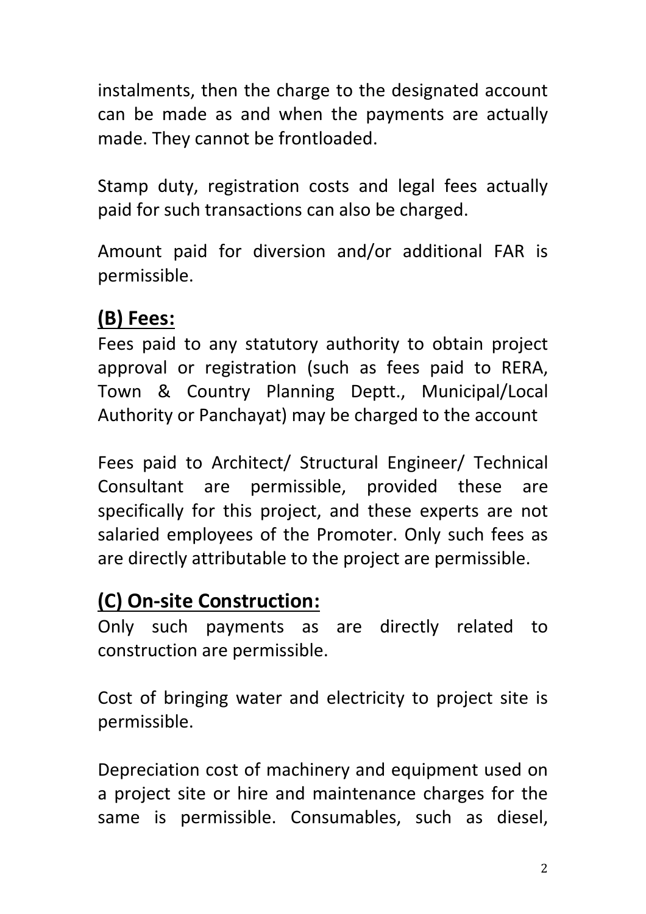instalments, then the charge to the designated account can be made as and when the payments are actually made. They cannot be frontloaded.

Stamp duty, registration costs and legal fees actually paid for such transactions can also be charged.

Amount paid for diversion and/or additional FAR is permissible.

## (B) Fees:

Fees paid to any statutory authority to obtain project approval or registration (such as fees paid to RERA, Town & Country Planning Deptt., Municipal/Local Authority or Panchayat) may be charged to the account

Fees paid to Architect/ Structural Engineer/ Technical Consultant are permissible, provided these are specifically for this project, and these experts are not salaried employees of the Promoter. Only such fees as are directly attributable to the project are permissible.

## (C) On-site Construction:

Only such payments as are directly related to construction are permissible.

Cost of bringing water and electricity to project site is permissible.

Depreciation cost of machinery and equipment used on a project site or hire and maintenance charges for the same is permissible. Consumables, such as diesel,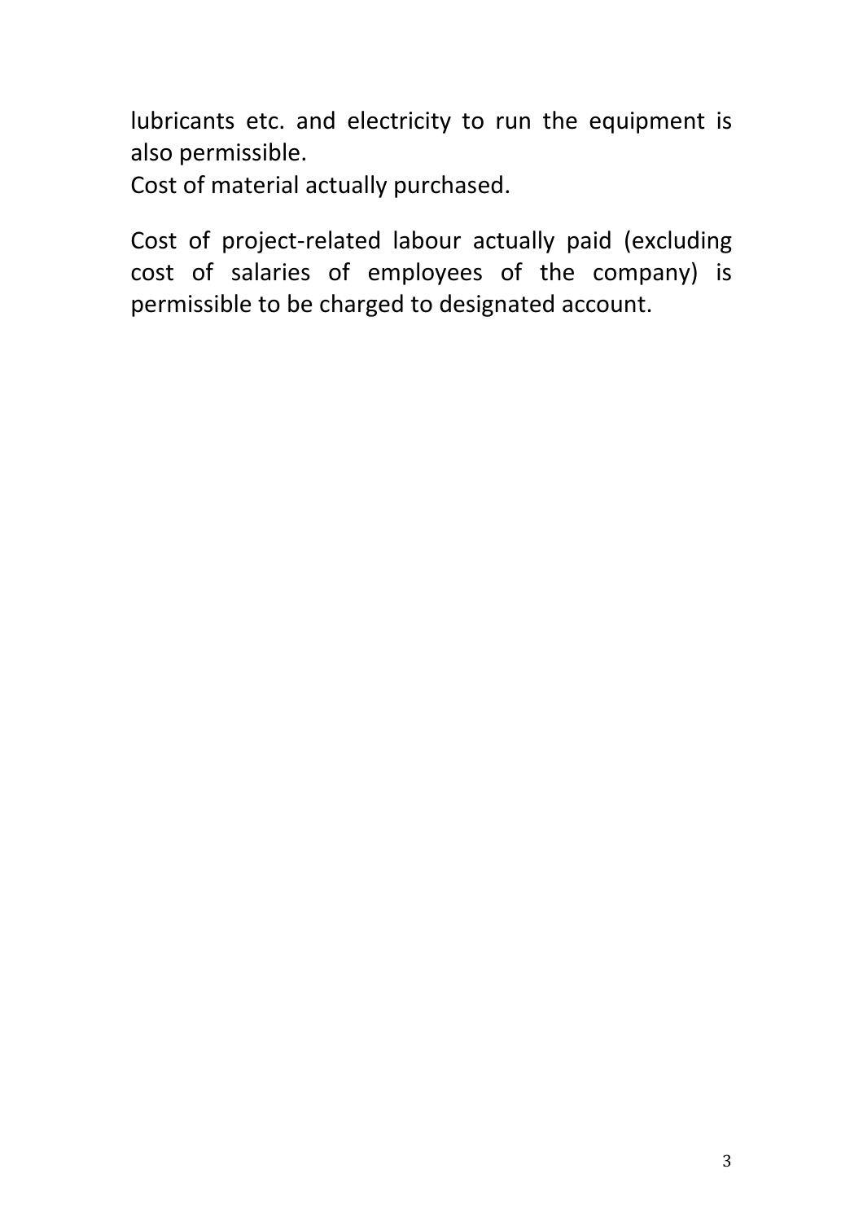lubricants etc. and electricity to run the equipment is also permissible.
Cost of material actually purchased.

Cost of project-related labour actually paid (excluding cost of salaries of employees of the company) is permissible to be charged to designated account.